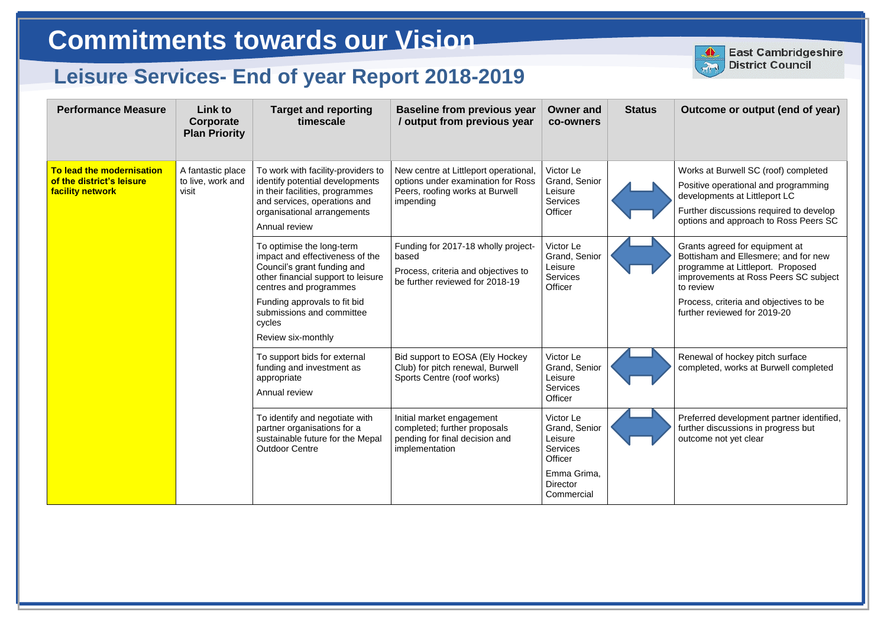# Commitments towards our Vision

## Leisure Services- End of year Report 2018-2019

East Cambridgeshire District Council

| Performance Measure | Link to Corporate Plan Priority | Target and reporting timescale | Baseline from previous year / output from previous year | Owner and co-owners | Status | Outcome or output (end of year) |
|---|---|---|---|---|---|---|
| **To lead the modernisation of the district's leisure facility network** | A fantastic place to live, work and visit | To work with facility-providers to identify potential developments in their facilities, programmes and services, operations and organisational arrangements<br><br>Annual review | New centre at Littleport operational, options under examination for Ross Peers, roofing works at Burwell impending | Victor Le Grand, Senior Leisure Services Officer | ⇔ | Works at Burwell SC (roof) completed<br><br>Positive operational and programming developments at Littleport LC<br><br>Further discussions required to develop options and approach to Ross Peers SC |
| | | To optimise the long-term impact and effectiveness of the Council's grant funding and other financial support to leisure centres and programmes<br><br>Funding approvals to fit bid submissions and committee cycles<br><br>Review six-monthly | Funding for 2017-18 wholly project-based<br><br>Process, criteria and objectives to be further reviewed for 2018-19 | Victor Le Grand, Senior Leisure Services Officer | ⇔ | Grants agreed for equipment at Bottisham and Ellesmere; and for new programme at Littleport. Proposed improvements at Ross Peers SC subject to review<br><br>Process, criteria and objectives to be further reviewed for 2019-20 |
| | | To support bids for external funding and investment as appropriate<br><br>Annual review | Bid support to EOSA (Ely Hockey Club) for pitch renewal, Burwell Sports Centre (roof works) | Victor Le Grand, Senior Leisure Services Officer | ⇔ | Renewal of hockey pitch surface completed, works at Burwell completed |
| | | To identify and negotiate with partner organisations for a sustainable future for the Mepal Outdoor Centre | Initial market engagement completed; further proposals pending for final decision and implementation | Victor Le Grand, Senior Leisure Services Officer<br><br>Emma Grima, Director Commercial | ⇔ | Preferred development partner identified, further discussions in progress but outcome not yet clear |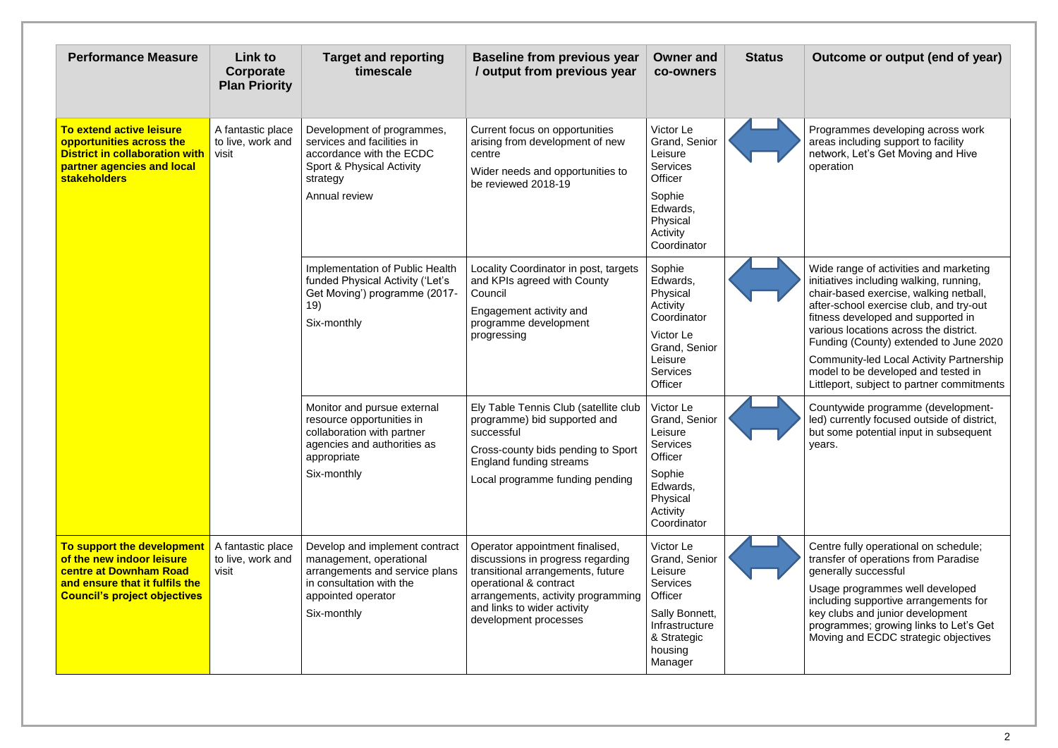| Performance Measure | Link to Corporate Plan Priority | Target and reporting timescale | Baseline from previous year / output from previous year | Owner and co-owners | Status | Outcome or output (end of year) |
|---|---|---|---|---|---|---|
| **To extend active leisure opportunities across the District in collaboration with partner agencies and local stakeholders** | A fantastic place to live, work and visit | Development of programmes, services and facilities in accordance with the ECDC Sport & Physical Activity strategy<br>Annual review | Current focus on opportunities arising from development of new centre<br>Wider needs and opportunities to be reviewed 2018-19 | Victor Le Grand, Senior Leisure Services Officer<br>Sophie Edwards, Physical Activity Coordinator | ↔ | Programmes developing across work areas including support to facility network, Let's Get Moving and Hive operation |
| | | Implementation of Public Health funded Physical Activity ('Let's Get Moving') programme (2017-19)<br>Six-monthly | Locality Coordinator in post, targets and KPIs agreed with County Council<br>Engagement activity and programme development progressing | Sophie Edwards, Physical Activity Coordinator<br>Victor Le Grand, Senior Leisure Services Officer | ↔ | Wide range of activities and marketing initiatives including walking, running, chair-based exercise, walking netball, after-school exercise club, and try-out fitness developed and supported in various locations across the district. Funding (County) extended to June 2020<br>Community-led Local Activity Partnership model to be developed and tested in Littleport, subject to partner commitments |
| | | Monitor and pursue external resource opportunities in collaboration with partner agencies and authorities as appropriate<br>Six-monthly | Ely Table Tennis Club (satellite club programme) bid supported and successful<br>Cross-county bids pending to Sport England funding streams<br>Local programme funding pending | Victor Le Grand, Senior Leisure Services Officer<br>Sophie Edwards, Physical Activity Coordinator | ↔ | Countywide programme (development-led) currently focused outside of district, but some potential input in subsequent years. |
| **To support the development of the new indoor leisure centre at Downham Road and ensure that it fulfils the Council's project objectives** | A fantastic place to live, work and visit | Develop and implement contract management, operational arrangements and service plans in consultation with the appointed operator<br>Six-monthly | Operator appointment finalised, discussions in progress regarding transitional arrangements, future operational & contract arrangements, activity programming and links to wider activity development processes | Victor Le Grand, Senior Leisure Services Officer<br>Sally Bonnett, Infrastructure & Strategic housing Manager | ↔ | Centre fully operational on schedule; transfer of operations from Paradise generally successful<br>Usage programmes well developed including supportive arrangements for key clubs and junior development programmes; growing links to Let's Get Moving and ECDC strategic objectives |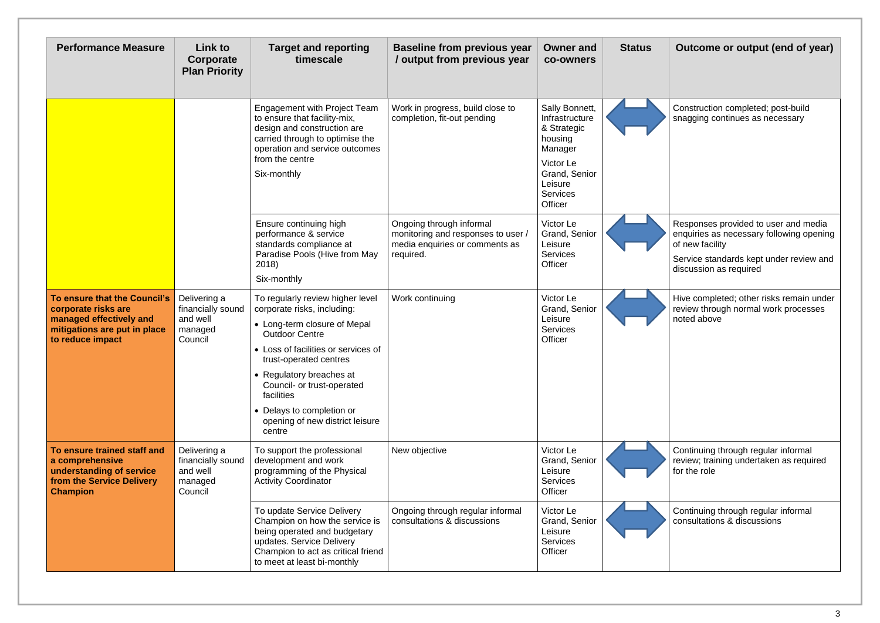| Performance Measure | Link to Corporate Plan Priority | Target and reporting timescale | Baseline from previous year / output from previous year | Owner and co-owners | Status | Outcome or output (end of year) |
|---|---|---|---|---|---|---|
| | | Engagement with Project Team to ensure that facility-mix, design and construction are carried through to optimise the operation and service outcomes from the centre<br><br>Six-monthly | Work in progress, build close to completion, fit-out pending | Sally Bonnett, Infrastructure & Strategic housing Manager<br><br>Victor Le Grand, Senior Leisure Services Officer | | Construction completed; post-build snagging continues as necessary |
| | | Ensure continuing high performance & service standards compliance at Paradise Pools (Hive from May 2018)<br><br>Six-monthly | Ongoing through informal monitoring and responses to user / media enquiries or comments as required. | Victor Le Grand, Senior Leisure Services Officer | | Responses provided to user and media enquiries as necessary following opening of new facility<br><br>Service standards kept under review and discussion as required |
| **To ensure that the Council's corporate risks are managed effectively and mitigations are put in place to reduce impact** | Delivering a financially sound and well managed Council | To regularly review higher level corporate risks, including:<br>• Long-term closure of Mepal Outdoor Centre<br>• Loss of facilities or services of trust-operated centres<br>• Regulatory breaches at Council- or trust-operated facilities<br>• Delays to completion or opening of new district leisure centre | Work continuing | Victor Le Grand, Senior Leisure Services Officer | | Hive completed; other risks remain under review through normal work processes noted above |
| **To ensure trained staff and a comprehensive understanding of service from the Service Delivery Champion** | Delivering a financially sound and well managed Council | To support the professional development and work programming of the Physical Activity Coordinator | New objective | Victor Le Grand, Senior Leisure Services Officer | | Continuing through regular informal review; training undertaken as required for the role |
| | | To update Service Delivery Champion on how the service is being operated and budgetary updates. Service Delivery Champion to act as critical friend to meet at least bi-monthly | Ongoing through regular informal consultations & discussions | Victor Le Grand, Senior Leisure Services Officer | | Continuing through regular informal consultations & discussions |